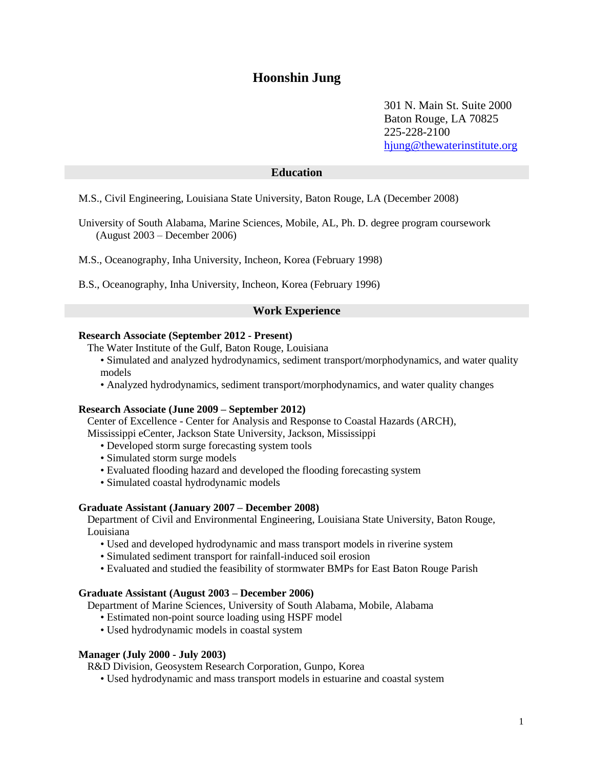# Hoonshin Jung

301 N. Main St. Suite 2000
Baton Rouge, LA 70825
225-228-2100
[hjung@thewaterinstitute.org](mailto:hjung@thewaterinstitute.org)

## Education

M.S., Civil Engineering, Louisiana State University, Baton Rouge, LA (December 2008)

University of South Alabama, Marine Sciences, Mobile, AL, Ph. D. degree program coursework (August 2003 – December 2006)

M.S., Oceanography, Inha University, Incheon, Korea (February 1998)

B.S., Oceanography, Inha University, Incheon, Korea (February 1996)

## Work Experience

**Research Associate (September 2012 - Present)**
The Water Institute of the Gulf, Baton Rouge, Louisiana

- Simulated and analyzed hydrodynamics, sediment transport/morphodynamics, and water quality models
- Analyzed hydrodynamics, sediment transport/morphodynamics, and water quality changes

**Research Associate (June 2009 – September 2012)**
Center of Excellence - Center for Analysis and Response to Coastal Hazards (ARCH), Mississippi eCenter, Jackson State University, Jackson, Mississippi

- Developed storm surge forecasting system tools
- Simulated storm surge models
- Evaluated flooding hazard and developed the flooding forecasting system
- Simulated coastal hydrodynamic models

**Graduate Assistant (January 2007 – December 2008)**
Department of Civil and Environmental Engineering, Louisiana State University, Baton Rouge, Louisiana

- Used and developed hydrodynamic and mass transport models in riverine system
- Simulated sediment transport for rainfall-induced soil erosion
- Evaluated and studied the feasibility of stormwater BMPs for East Baton Rouge Parish

**Graduate Assistant (August 2003 – December 2006)**
Department of Marine Sciences, University of South Alabama, Mobile, Alabama

- Estimated non-point source loading using HSPF model
- Used hydrodynamic models in coastal system

**Manager (July 2000 - July 2003)**
R&D Division, Geosystem Research Corporation, Gunpo, Korea

- Used hydrodynamic and mass transport models in estuarine and coastal system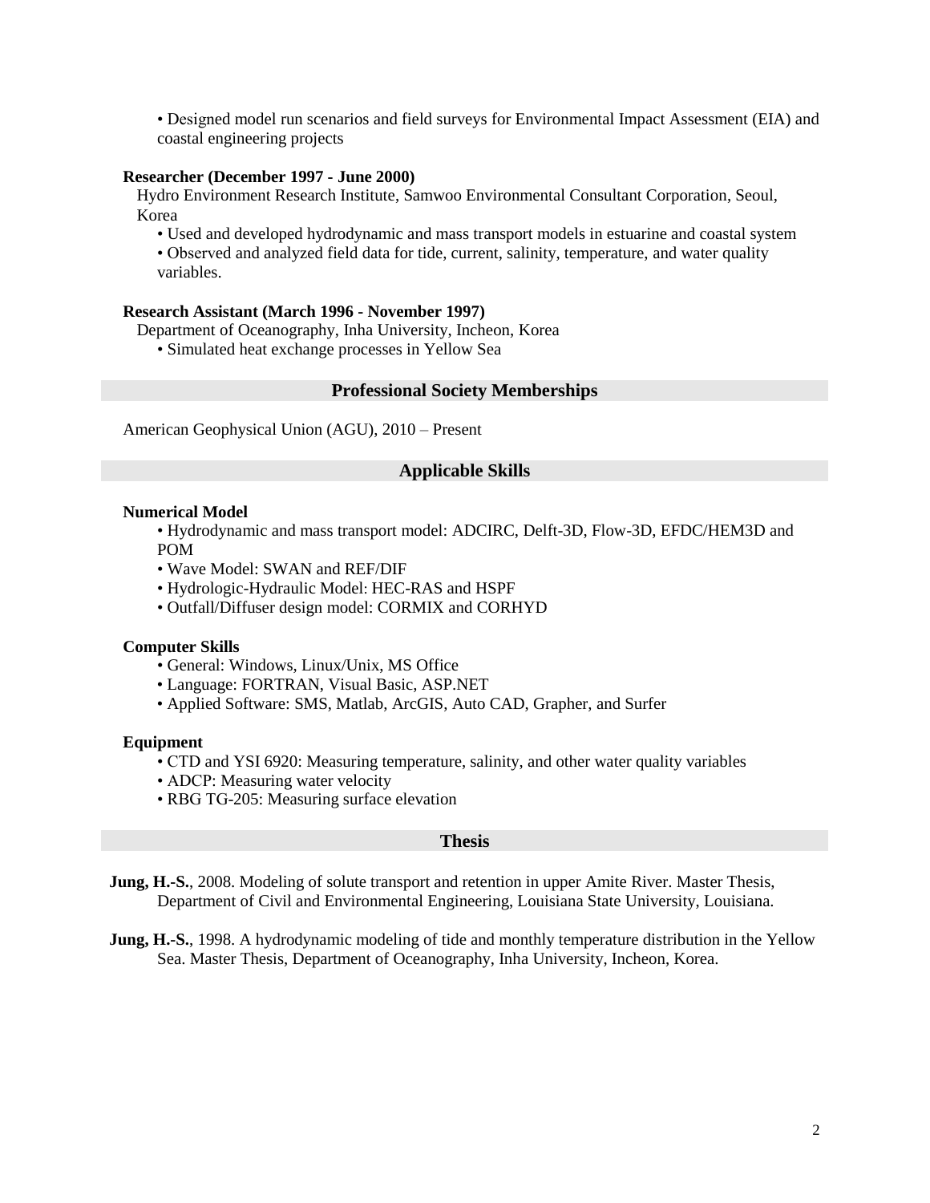- Designed model run scenarios and field surveys for Environmental Impact Assessment (EIA) and coastal engineering projects

**Researcher (December 1997 - June 2000)**

Hydro Environment Research Institute, Samwoo Environmental Consultant Corporation, Seoul, Korea

- Used and developed hydrodynamic and mass transport models in estuarine and coastal system
- Observed and analyzed field data for tide, current, salinity, temperature, and water quality variables.

**Research Assistant (March 1996 - November 1997)**

Department of Oceanography, Inha University, Incheon, Korea

- Simulated heat exchange processes in Yellow Sea

## Professional Society Memberships

American Geophysical Union (AGU), 2010 – Present

## Applicable Skills

**Numerical Model**

- Hydrodynamic and mass transport model: ADCIRC, Delft-3D, Flow-3D, EFDC/HEM3D and POM
- Wave Model: SWAN and REF/DIF
- Hydrologic-Hydraulic Model: HEC-RAS and HSPF
- Outfall/Diffuser design model: CORMIX and CORHYD

**Computer Skills**

- General: Windows, Linux/Unix, MS Office
- Language: FORTRAN, Visual Basic, ASP.NET
- Applied Software: SMS, Matlab, ArcGIS, Auto CAD, Grapher, and Surfer

**Equipment**

- CTD and YSI 6920: Measuring temperature, salinity, and other water quality variables
- ADCP: Measuring water velocity
- RBG TG-205: Measuring surface elevation

## Thesis

**Jung, H.-S.**, 2008. Modeling of solute transport and retention in upper Amite River. Master Thesis, Department of Civil and Environmental Engineering, Louisiana State University, Louisiana.

**Jung, H.-S.**, 1998. A hydrodynamic modeling of tide and monthly temperature distribution in the Yellow Sea. Master Thesis, Department of Oceanography, Inha University, Incheon, Korea.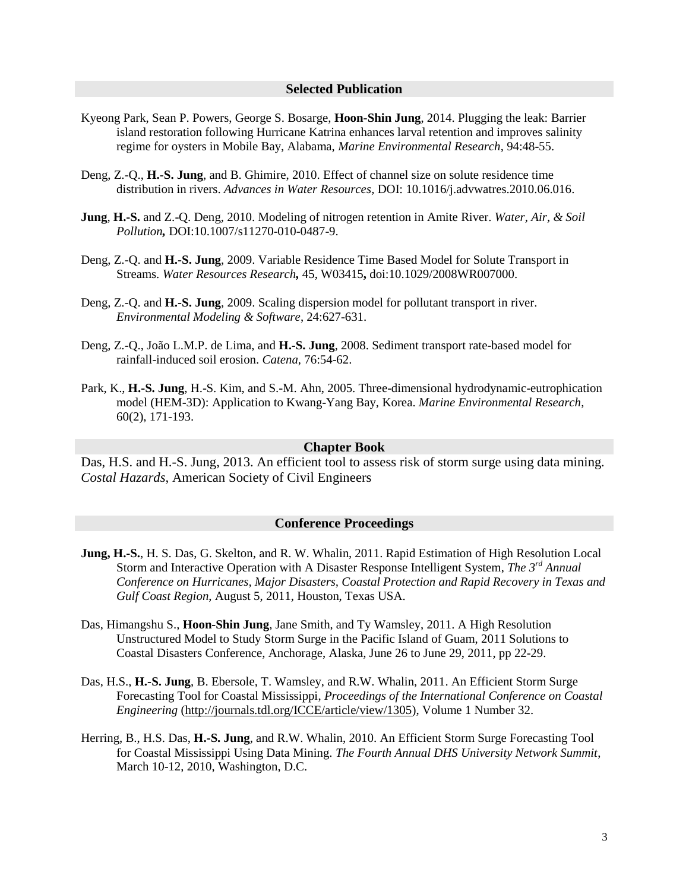## Selected Publication

Kyeong Park, Sean P. Powers, George S. Bosarge, **Hoon-Shin Jung**, 2014. Plugging the leak: Barrier island restoration following Hurricane Katrina enhances larval retention and improves salinity regime for oysters in Mobile Bay, Alabama, *Marine Environmental Research*, 94:48-55.

Deng, Z.-Q., **H.-S. Jung**, and B. Ghimire, 2010. Effect of channel size on solute residence time distribution in rivers. *Advances in Water Resources,* DOI: 10.1016/j.advwatres.2010.06.016.

**Jung**, **H.-S.** and Z.-Q. Deng, 2010. Modeling of nitrogen retention in Amite River. *Water, Air, & Soil Pollution,* DOI:10.1007/s11270-010-0487-9.

Deng, Z.-Q. and **H.-S. Jung**, 2009. Variable Residence Time Based Model for Solute Transport in Streams. *Water Resources Research*, 45, W03415, doi:10.1029/2008WR007000.

Deng, Z.-Q. and **H.-S. Jung**, 2009. Scaling dispersion model for pollutant transport in river. *Environmental Modeling & Software*, 24:627-631.

Deng, Z.-Q., João L.M.P. de Lima, and **H.-S. Jung**, 2008. Sediment transport rate-based model for rainfall-induced soil erosion. *Catena*, 76:54-62.

Park, K., **H.-S. Jung**, H.-S. Kim, and S.-M. Ahn, 2005. Three-dimensional hydrodynamic-eutrophication model (HEM-3D): Application to Kwang-Yang Bay, Korea. *Marine Environmental Research*, 60(2), 171-193.

## Chapter Book

Das, H.S. and H.-S. Jung, 2013. An efficient tool to assess risk of storm surge using data mining. *Costal Hazards*, American Society of Civil Engineers

## Conference Proceedings

**Jung, H.-S.**, H. S. Das, G. Skelton, and R. W. Whalin, 2011. Rapid Estimation of High Resolution Local Storm and Interactive Operation with A Disaster Response Intelligent System, *The 3rd Annual Conference on Hurricanes, Major Disasters, Coastal Protection and Rapid Recovery in Texas and Gulf Coast Region*, August 5, 2011, Houston, Texas USA.

Das, Himangshu S., **Hoon-Shin Jung**, Jane Smith, and Ty Wamsley, 2011. A High Resolution Unstructured Model to Study Storm Surge in the Pacific Island of Guam, 2011 Solutions to Coastal Disasters Conference, Anchorage, Alaska, June 26 to June 29, 2011, pp 22-29.

Das, H.S., **H.-S. Jung**, B. Ebersole, T. Wamsley, and R.W. Whalin, 2011. An Efficient Storm Surge Forecasting Tool for Coastal Mississippi, *Proceedings of the International Conference on Coastal Engineering* (http://journals.tdl.org/ICCE/article/view/1305), Volume 1 Number 32.

Herring, B., H.S. Das, **H.-S. Jung**, and R.W. Whalin, 2010. An Efficient Storm Surge Forecasting Tool for Coastal Mississippi Using Data Mining. *The Fourth Annual DHS University Network Summit*, March 10-12, 2010, Washington, D.C.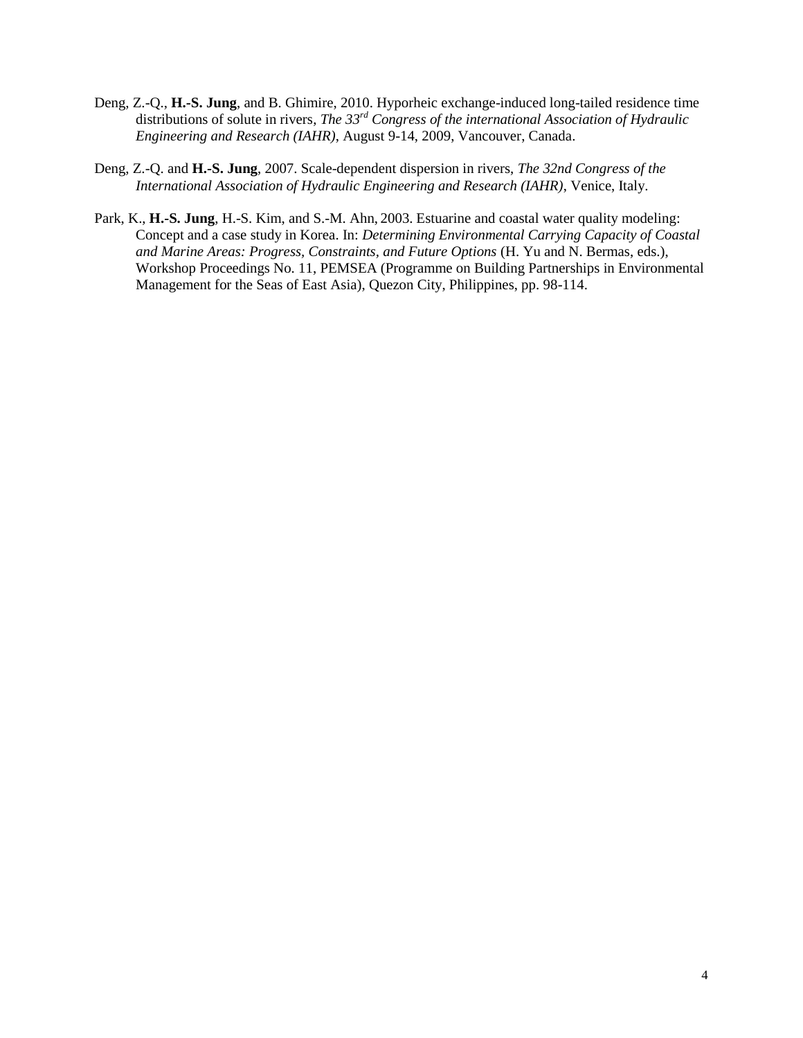Deng, Z.-Q., **H.-S. Jung**, and B. Ghimire, 2010. Hyporheic exchange-induced long-tailed residence time distributions of solute in rivers, *The 33rd Congress of the international Association of Hydraulic Engineering and Research (IAHR)*, August 9-14, 2009, Vancouver, Canada.

Deng, Z.-Q. and **H.-S. Jung**, 2007. Scale-dependent dispersion in rivers, *The 32nd Congress of the International Association of Hydraulic Engineering and Research (IAHR)*, Venice, Italy.

Park, K., **H.-S. Jung**, H.-S. Kim, and S.-M. Ahn, 2003. Estuarine and coastal water quality modeling: Concept and a case study in Korea. In: *Determining Environmental Carrying Capacity of Coastal and Marine Areas: Progress, Constraints, and Future Options* (H. Yu and N. Bermas, eds.), Workshop Proceedings No. 11, PEMSEA (Programme on Building Partnerships in Environmental Management for the Seas of East Asia), Quezon City, Philippines, pp. 98-114.